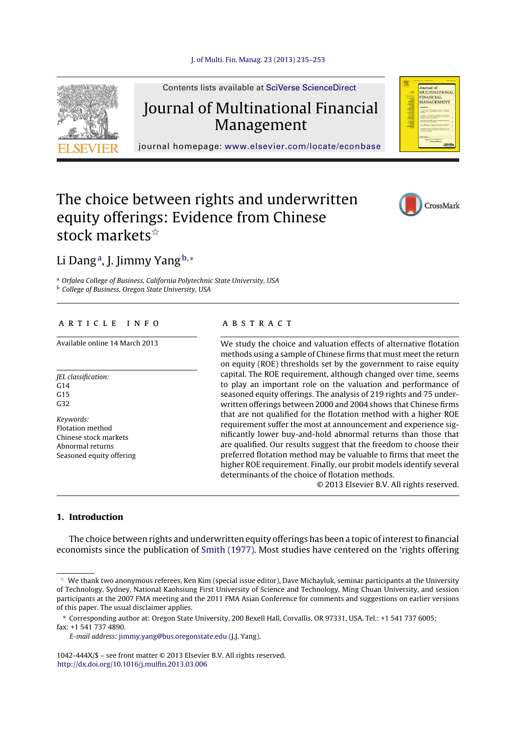Contents lists available at SciVerse ScienceDirect

# Journal of Multinational Financial Management

journal homepage: www.elsevier.com/locate/econbase

# The choice between rights and underwritten equity offerings: Evidence from Chinese stock markets☆

Li Dang[a], J. Jimmy Yang[b,*]

[a] Orfalea College of Business, California Polytechnic State University, USA
[b] College of Business, Oregon State University, USA

**ARTICLE INFO**

Available online 14 March 2013

*JEL classification:*
G14
G15
G32

*Keywords:*
Flotation method
Chinese stock markets
Abnormal returns
Seasoned equity offering

**ABSTRACT**

We study the choice and valuation effects of alternative flotation methods using a sample of Chinese firms that must meet the return on equity (ROE) thresholds set by the government to raise equity capital. The ROE requirement, although changed over time, seems to play an important role on the valuation and performance of seasoned equity offerings. The analysis of 219 rights and 75 underwritten offerings between 2000 and 2004 shows that Chinese firms that are not qualified for the flotation method with a higher ROE requirement suffer the most at announcement and experience significantly lower buy-and-hold abnormal returns than those that are qualified. Our results suggest that the freedom to choose their preferred flotation method may be valuable to firms that meet the higher ROE requirement. Finally, our probit models identify several determinants of the choice of flotation methods.

© 2013 Elsevier B.V. All rights reserved.

## 1. Introduction

The choice between rights and underwritten equity offerings has been a topic of interest to financial economists since the publication of Smith (1977). Most studies have centered on the 'rights offering

---

☆ We thank two anonymous referees, Ken Kim (special issue editor), Dave Michayluk, seminar participants at the University of Technology, Sydney, National Kaohsiung First University of Science and Technology, Ming Chuan University, and session participants at the 2007 FMA meeting and the 2011 FMA Asian Conference for comments and suggestions on earlier versions of this paper. The usual disclaimer applies.

\* Corresponding author at: Oregon State University, 200 Bexell Hall, Corvallis, OR 97331, USA. Tel.: +1 541 737 6005; fax: +1 541 737 4890.

*E-mail address:* jimmy.yang@bus.oregonstate.edu (J.J. Yang).

1042-444X/$ – see front matter © 2013 Elsevier B.V. All rights reserved.
http://dx.doi.org/10.1016/j.mulfin.2013.03.006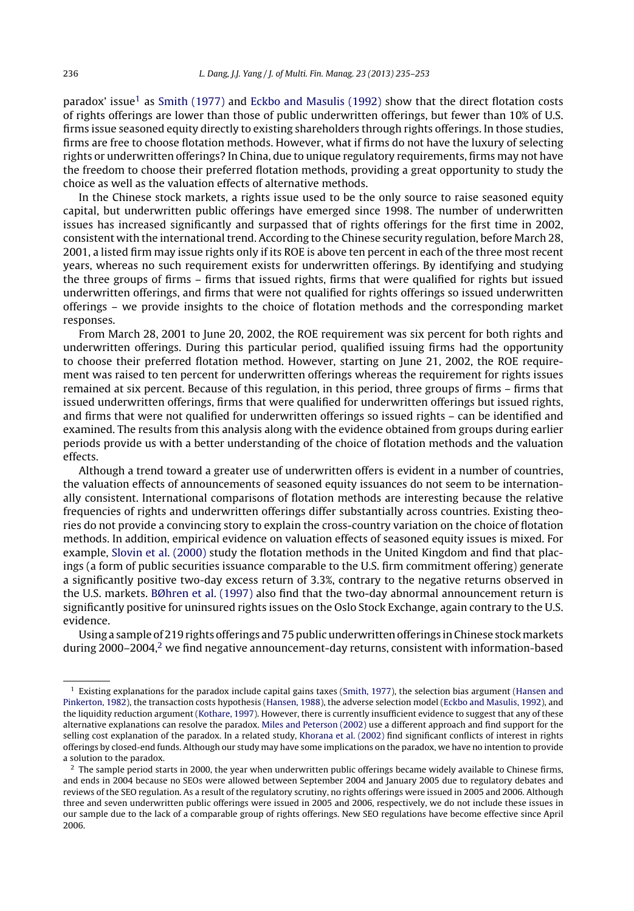paradox' issue[1] as Smith (1977) and Eckbo and Masulis (1992) show that the direct flotation costs of rights offerings are lower than those of public underwritten offerings, but fewer than 10% of U.S. firms issue seasoned equity directly to existing shareholders through rights offerings. In those studies, firms are free to choose flotation methods. However, what if firms do not have the luxury of selecting rights or underwritten offerings? In China, due to unique regulatory requirements, firms may not have the freedom to choose their preferred flotation methods, providing a great opportunity to study the choice as well as the valuation effects of alternative methods.

In the Chinese stock markets, a rights issue used to be the only source to raise seasoned equity capital, but underwritten public offerings have emerged since 1998. The number of underwritten issues has increased significantly and surpassed that of rights offerings for the first time in 2002, consistent with the international trend. According to the Chinese security regulation, before March 28, 2001, a listed firm may issue rights only if its ROE is above ten percent in each of the three most recent years, whereas no such requirement exists for underwritten offerings. By identifying and studying the three groups of firms – firms that issued rights, firms that were qualified for rights but issued underwritten offerings, and firms that were not qualified for rights offerings so issued underwritten offerings – we provide insights to the choice of flotation methods and the corresponding market responses.

From March 28, 2001 to June 20, 2002, the ROE requirement was six percent for both rights and underwritten offerings. During this particular period, qualified issuing firms had the opportunity to choose their preferred flotation method. However, starting on June 21, 2002, the ROE requirement was raised to ten percent for underwritten offerings whereas the requirement for rights issues remained at six percent. Because of this regulation, in this period, three groups of firms – firms that issued underwritten offerings, firms that were qualified for underwritten offerings but issued rights, and firms that were not qualified for underwritten offerings so issued rights – can be identified and examined. The results from this analysis along with the evidence obtained from groups during earlier periods provide us with a better understanding of the choice of flotation methods and the valuation effects.

Although a trend toward a greater use of underwritten offers is evident in a number of countries, the valuation effects of announcements of seasoned equity issuances do not seem to be internationally consistent. International comparisons of flotation methods are interesting because the relative frequencies of rights and underwritten offerings differ substantially across countries. Existing theories do not provide a convincing story to explain the cross-country variation on the choice of flotation methods. In addition, empirical evidence on valuation effects of seasoned equity issues is mixed. For example, Slovin et al. (2000) study the flotation methods in the United Kingdom and find that placings (a form of public securities issuance comparable to the U.S. firm commitment offering) generate a significantly positive two-day excess return of 3.3%, contrary to the negative returns observed in the U.S. markets. BØhren et al. (1997) also find that the two-day abnormal announcement return is significantly positive for uninsured rights issues on the Oslo Stock Exchange, again contrary to the U.S. evidence.

Using a sample of 219 rights offerings and 75 public underwritten offerings in Chinese stock markets during 2000–2004,[2] we find negative announcement-day returns, consistent with information-based

---

[1] Existing explanations for the paradox include capital gains taxes (Smith, 1977), the selection bias argument (Hansen and Pinkerton, 1982), the transaction costs hypothesis (Hansen, 1988), the adverse selection model (Eckbo and Masulis, 1992), and the liquidity reduction argument (Kothare, 1997). However, there is currently insufficient evidence to suggest that any of these alternative explanations can resolve the paradox. Miles and Peterson (2002) use a different approach and find support for the selling cost explanation of the paradox. In a related study, Khorana et al. (2002) find significant conflicts of interest in rights offerings by closed-end funds. Although our study may have some implications on the paradox, we have no intention to provide a solution to the paradox.

[2] The sample period starts in 2000, the year when underwritten public offerings became widely available to Chinese firms, and ends in 2004 because no SEOs were allowed between September 2004 and January 2005 due to regulatory debates and reviews of the SEO regulation. As a result of the regulatory scrutiny, no rights offerings were issued in 2005 and 2006. Although three and seven underwritten public offerings were issued in 2005 and 2006, respectively, we do not include these issues in our sample due to the lack of a comparable group of rights offerings. New SEO regulations have become effective since April 2006.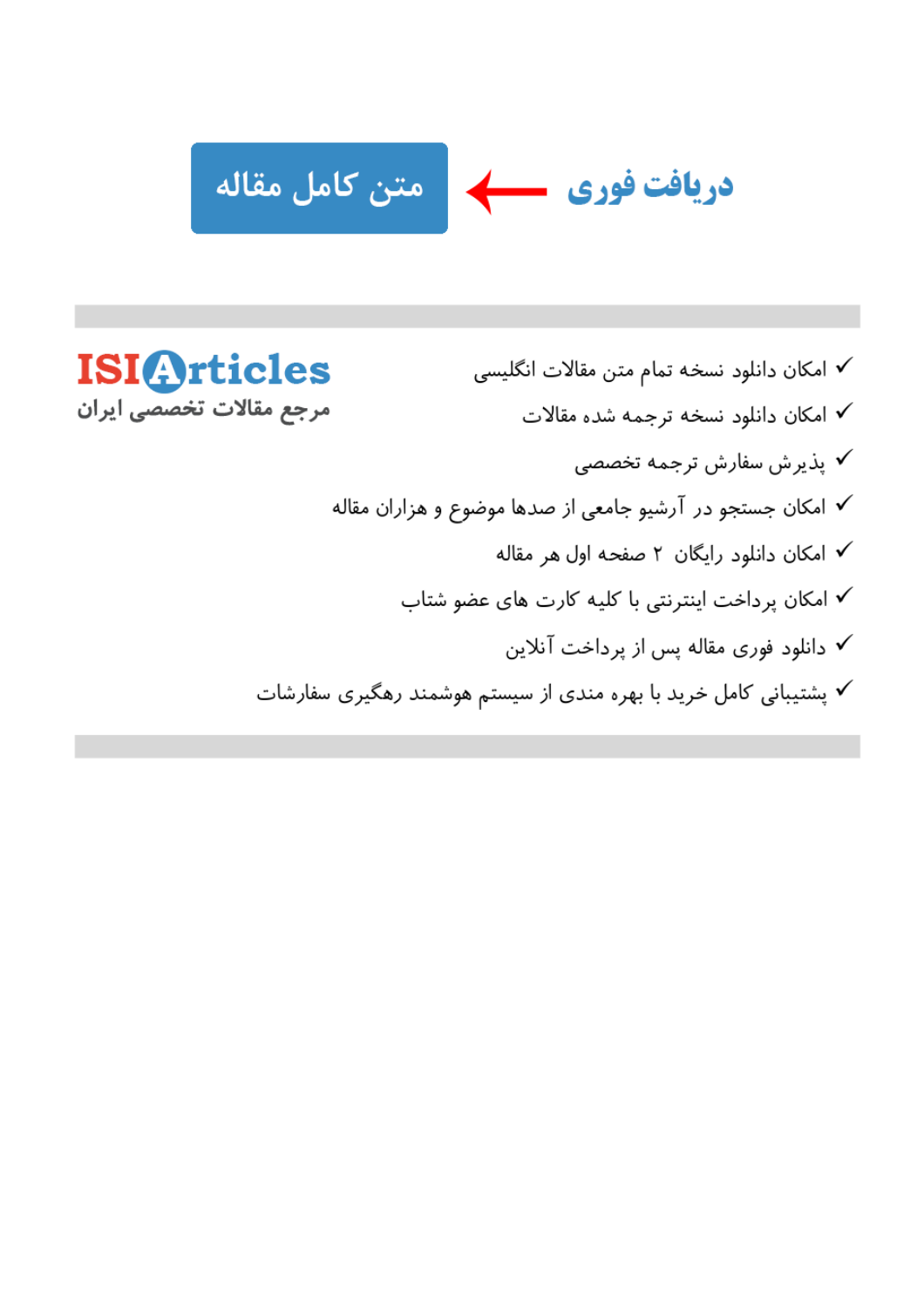دریافت فوری ← **متن کامل مقاله**

**ISIArticles**
مرجع مقالات تخصصی ایران

- ✓ امکان دانلود نسخه تمام متن مقالات انگلیسی
- ✓ امکان دانلود نسخه ترجمه شده مقالات
- ✓ پذیرش سفارش ترجمه تخصصی
- ✓ امکان جستجو در آرشیو جامعی از صدها موضوع و هزاران مقاله
- ✓ امکان دانلود رایگان ۲ صفحه اول هر مقاله
- ✓ امکان پرداخت اینترنتی با کلیه کارت های عضو شتاب
- ✓ دانلود فوری مقاله پس از پرداخت آنلاین
- ✓ پشتیبانی کامل خرید با بهره مندی از سیستم هوشمند رهگیری سفارشات